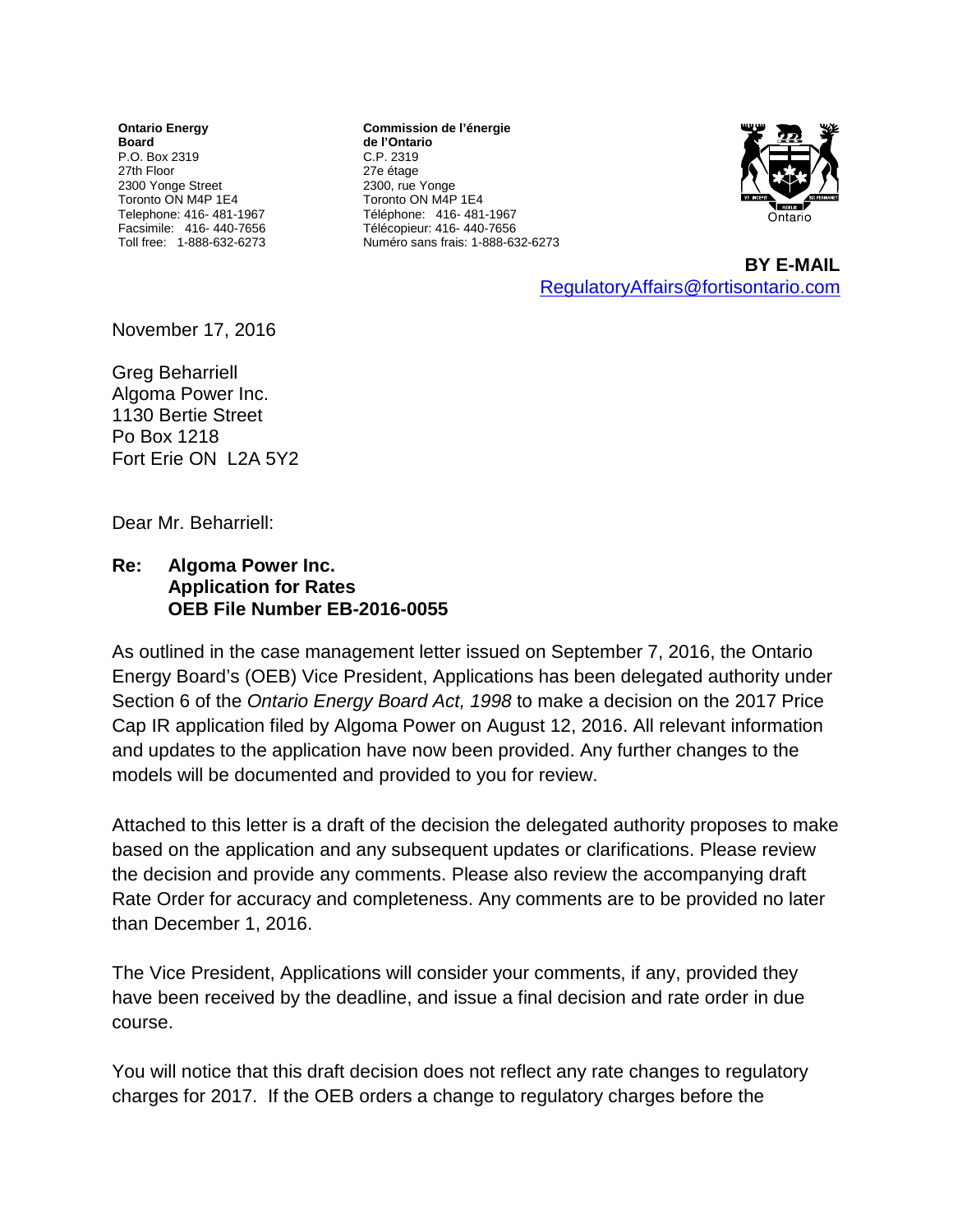**Ontario Energy Board**
P.O. Box 2319
27th Floor
2300 Yonge Street
Toronto ON M4P 1E4
Telephone: 416- 481-1967
Facsimile: 416- 440-7656
Toll free: 1-888-632-6273

**Commission de l'énergie de l'Ontario**
C.P. 2319
27e étage
2300, rue Yonge
Toronto ON M4P 1E4
Téléphone: 416- 481-1967
Télécopieur: 416- 440-7656
Numéro sans frais: 1-888-632-6273

Ontario

**BY E-MAIL**
RegulatoryAffairs@fortisontario.com

November 17, 2016

Greg Beharriell
Algoma Power Inc.
1130 Bertie Street
Po Box 1218
Fort Erie ON L2A 5Y2

Dear Mr. Beharriell:

**Re: Algoma Power Inc.**
**Application for Rates**
**OEB File Number EB-2016-0055**

As outlined in the case management letter issued on September 7, 2016, the Ontario Energy Board's (OEB) Vice President, Applications has been delegated authority under Section 6 of the *Ontario Energy Board Act, 1998* to make a decision on the 2017 Price Cap IR application filed by Algoma Power on August 12, 2016. All relevant information and updates to the application have now been provided. Any further changes to the models will be documented and provided to you for review.

Attached to this letter is a draft of the decision the delegated authority proposes to make based on the application and any subsequent updates or clarifications. Please review the decision and provide any comments. Please also review the accompanying draft Rate Order for accuracy and completeness. Any comments are to be provided no later than December 1, 2016.

The Vice President, Applications will consider your comments, if any, provided they have been received by the deadline, and issue a final decision and rate order in due course.

You will notice that this draft decision does not reflect any rate changes to regulatory charges for 2017. If the OEB orders a change to regulatory charges before the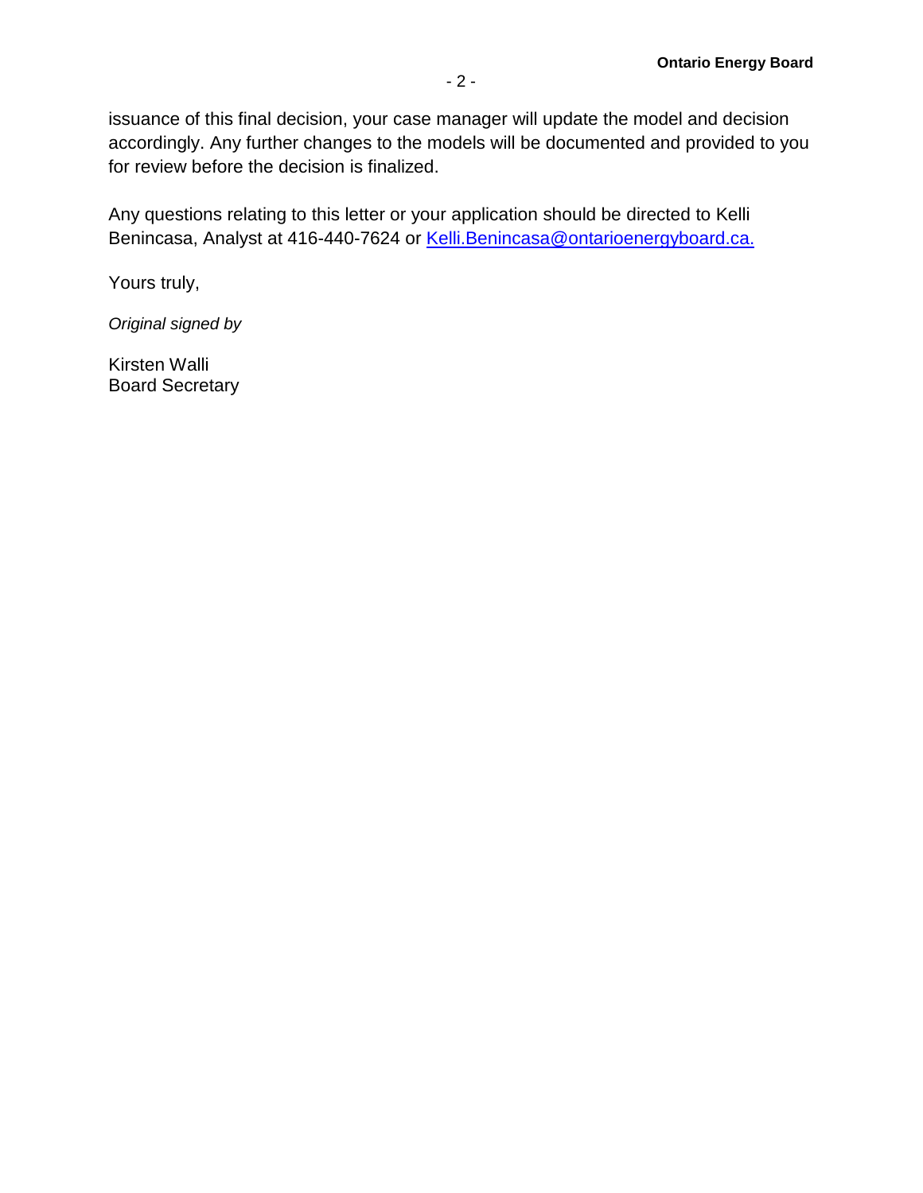issuance of this final decision, your case manager will update the model and decision accordingly. Any further changes to the models will be documented and provided to you for review before the decision is finalized.

Any questions relating to this letter or your application should be directed to Kelli Benincasa, Analyst at 416-440-7624 or Kelli.Benincasa@ontarioenergyboard.ca.

Yours truly,

*Original signed by*

Kirsten Walli
Board Secretary